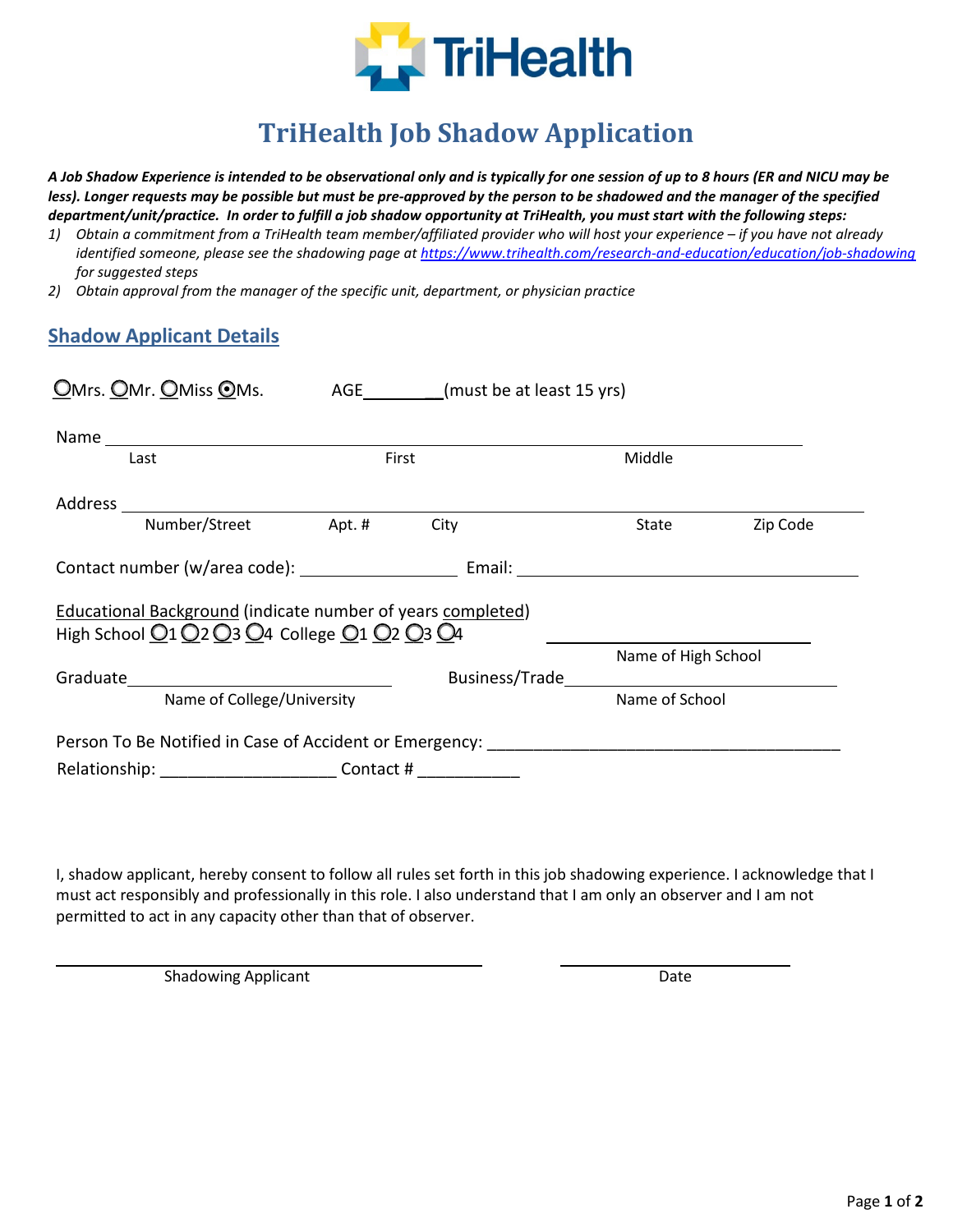TriHealth

# TriHealth Job Shadow Application

***A Job Shadow Experience is intended to be observational only and is typically for one session of up to 8 hours (ER and NICU may be less). Longer requests may be possible but must be pre-approved by the person to be shadowed and the manager of the specified department/unit/practice. In order to fulfill a job shadow opportunity at TriHealth, you must start with the following steps:***

1) *Obtain a commitment from a TriHealth team member/affiliated provider who will host your experience – if you have not already identified someone, please see the shadowing page at [https://www.trihealth.com/research-and-education/education/job-shadowing](https://www.trihealth.com/research-and-education/education/job-shadowing) for suggested steps*
2) *Obtain approval from the manager of the specific unit, department, or physician practice*

## Shadow Applicant Details

○Mrs. ○Mr. ○Miss ⦿Ms. AGE\_\_\_\_\_\_\_\_\_(must be at least 15 yrs)

Name \_\_\_\_\_\_\_\_\_\_\_\_\_\_\_\_\_\_\_\_\_\_\_\_\_\_\_\_\_\_\_\_\_\_\_\_\_\_\_\_\_\_\_\_\_\_\_\_\_\_\_\_\_\_\_\_\_\_\_\_
Last First Middle

Address \_\_\_\_\_\_\_\_\_\_\_\_\_\_\_\_\_\_\_\_\_\_\_\_\_\_\_\_\_\_\_\_\_\_\_\_\_\_\_\_\_\_\_\_\_\_\_\_\_\_\_\_\_\_\_\_\_\_\_\_
Number/Street Apt. # City State Zip Code

Contact number (w/area code): \_\_\_\_\_\_\_\_\_\_\_\_\_\_\_\_\_\_ Email: \_\_\_\_\_\_\_\_\_\_\_\_\_\_\_\_\_\_\_\_\_\_\_\_\_\_\_\_\_\_\_\_\_\_\_\_\_\_

Educational Background (indicate number of years completed)
High School ○1 ○2 ○3 ○4 College ○1 ○2 ○3 ○4 \_\_\_\_\_\_\_\_\_\_\_\_\_\_\_\_\_\_\_\_\_\_\_\_\_\_\_\_\_\_
Name of High School

Graduate\_\_\_\_\_\_\_\_\_\_\_\_\_\_\_\_\_\_\_\_\_\_\_\_\_\_\_\_\_\_ Business/Trade\_\_\_\_\_\_\_\_\_\_\_\_\_\_\_\_\_\_\_\_\_\_\_\_\_\_\_\_\_\_\_\_
Name of College/University Name of School

Person To Be Notified in Case of Accident or Emergency: \_\_\_\_\_\_\_\_\_\_\_\_\_\_\_\_\_\_\_\_\_\_\_\_\_\_\_\_\_\_\_\_\_\_\_\_\_\_\_
Relationship: \_\_\_\_\_\_\_\_\_\_\_\_\_\_\_\_\_\_\_ Contact # \_\_\_\_\_\_\_\_\_\_\_

I, shadow applicant, hereby consent to follow all rules set forth in this job shadowing experience. I acknowledge that I must act responsibly and professionally in this role. I also understand that I am only an observer and I am not permitted to act in any capacity other than that of observer.

\_\_\_\_\_\_\_\_\_\_\_\_\_\_\_\_\_\_\_\_\_\_\_\_\_\_\_\_\_\_\_\_\_\_\_\_\_\_\_\_ \_\_\_\_\_\_\_\_\_\_\_\_\_\_\_\_\_\_\_\_\_\_\_\_
Shadowing Applicant Date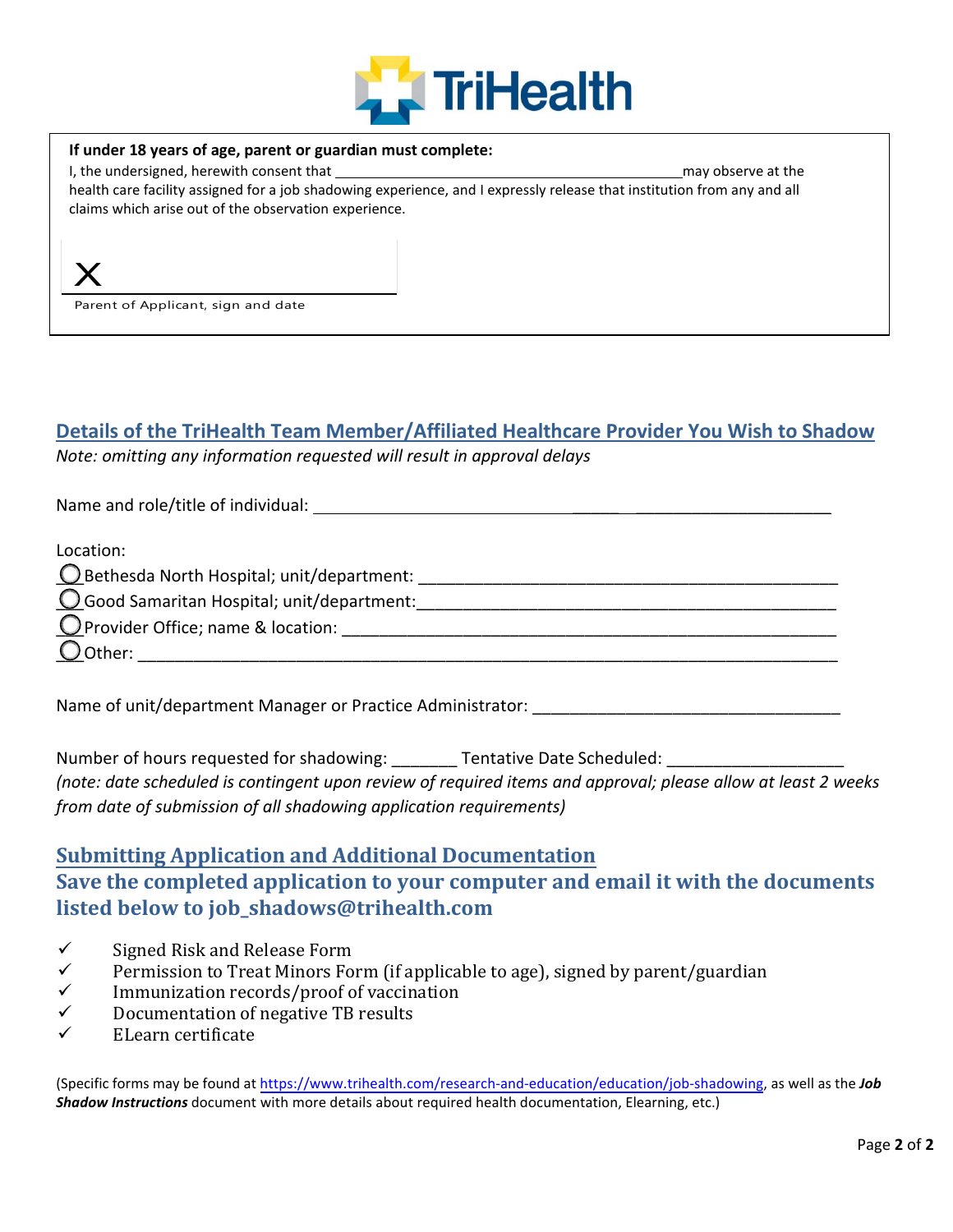TriHealth

**If under 18 years of age, parent or guardian must complete:**

I, the undersigned, herewith consent that ____________________________________________may observe at the health care facility assigned for a job shadowing experience, and I expressly release that institution from any and all claims which arise out of the observation experience.

X

Parent of Applicant, sign and date

## Details of the TriHealth Team Member/Affiliated Healthcare Provider You Wish to Shadow

*Note: omitting any information requested will result in approval delays*

Name and role/title of individual: ______________________________________________________

Location:

- ◯ Bethesda North Hospital; unit/department: ____________________________________________
- ◯ Good Samaritan Hospital; unit/department: ____________________________________________
- ◯ Provider Office; name & location: _________________________________________________
- ◯ Other: ________________________________________________________________________

Name of unit/department Manager or Practice Administrator: _________________________________

Number of hours requested for shadowing: _______ Tentative Date Scheduled: ___________________

*(note: date scheduled is contingent upon review of required items and approval; please allow at least 2 weeks from date of submission of all shadowing application requirements)*

## Submitting Application and Additional Documentation

### Save the completed application to your computer and email it with the documents listed below to job_shadows@trihealth.com

- ✓ Signed Risk and Release Form
- ✓ Permission to Treat Minors Form (if applicable to age), signed by parent/guardian
- ✓ Immunization records/proof of vaccination
- ✓ Documentation of negative TB results
- ✓ ELearn certificate

(Specific forms may be found at https://www.trihealth.com/research-and-education/education/job-shadowing, as well as the ***Job Shadow Instructions*** document with more details about required health documentation, Elearning, etc.)